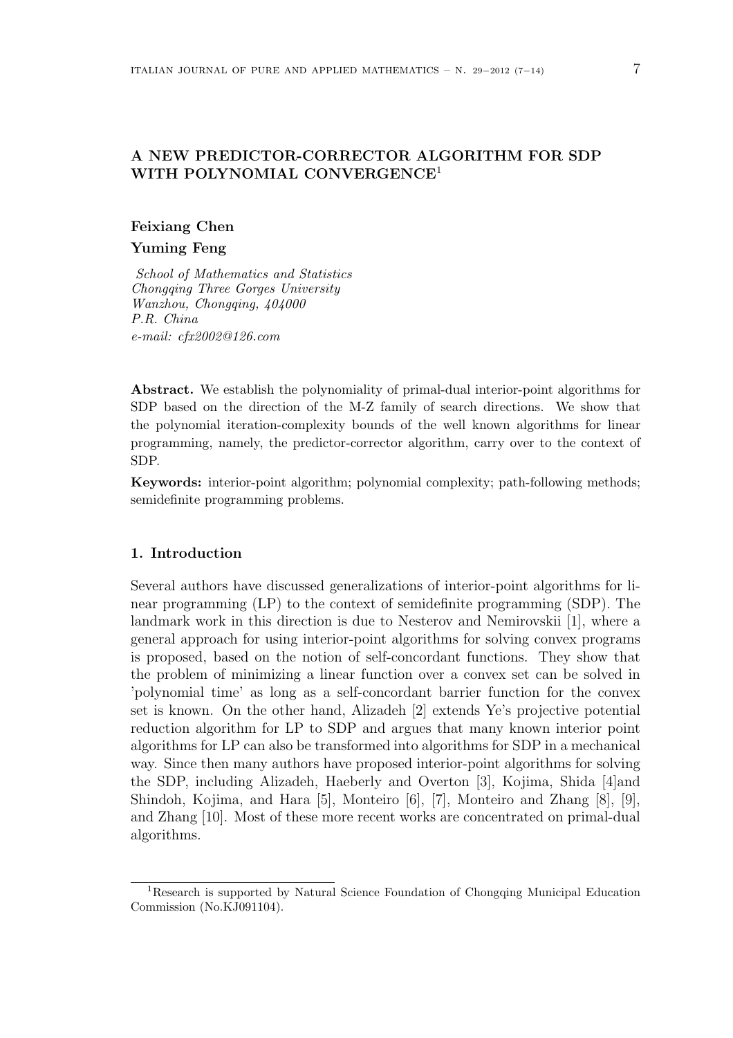# A NEW PREDICTOR-CORRECTOR ALGORITHM FOR SDP WITH POLYNOMIAL CONVERGENCE[1]

**Feixiang Chen**

**Yuming Feng**

*School of Mathematics and Statistics*
*Chongqing Three Gorges University*
*Wanzhou, Chongqing, 404000*
*P.R. China*
*e-mail: cfx2002@126.com*

**Abstract.** We establish the polynomiality of primal-dual interior-point algorithms for SDP based on the direction of the M-Z family of search directions. We show that the polynomial iteration-complexity bounds of the well known algorithms for linear programming, namely, the predictor-corrector algorithm, carry over to the context of SDP.

**Keywords:** interior-point algorithm; polynomial complexity; path-following methods; semidefinite programming problems.

## 1. Introduction

Several authors have discussed generalizations of interior-point algorithms for linear programming (LP) to the context of semidefinite programming (SDP). The landmark work in this direction is due to Nesterov and Nemirovskii [1], where a general approach for using interior-point algorithms for solving convex programs is proposed, based on the notion of self-concordant functions. They show that the problem of minimizing a linear function over a convex set can be solved in 'polynomial time' as long as a self-concordant barrier function for the convex set is known. On the other hand, Alizadeh [2] extends Ye's projective potential reduction algorithm for LP to SDP and argues that many known interior point algorithms for LP can also be transformed into algorithms for SDP in a mechanical way. Since then many authors have proposed interior-point algorithms for solving the SDP, including Alizadeh, Haeberly and Overton [3], Kojima, Shida [4]and Shindoh, Kojima, and Hara [5], Monteiro [6], [7], Monteiro and Zhang [8], [9], and Zhang [10]. Most of these more recent works are concentrated on primal-dual algorithms.

[1]Research is supported by Natural Science Foundation of Chongqing Municipal Education Commission (No.KJ091104).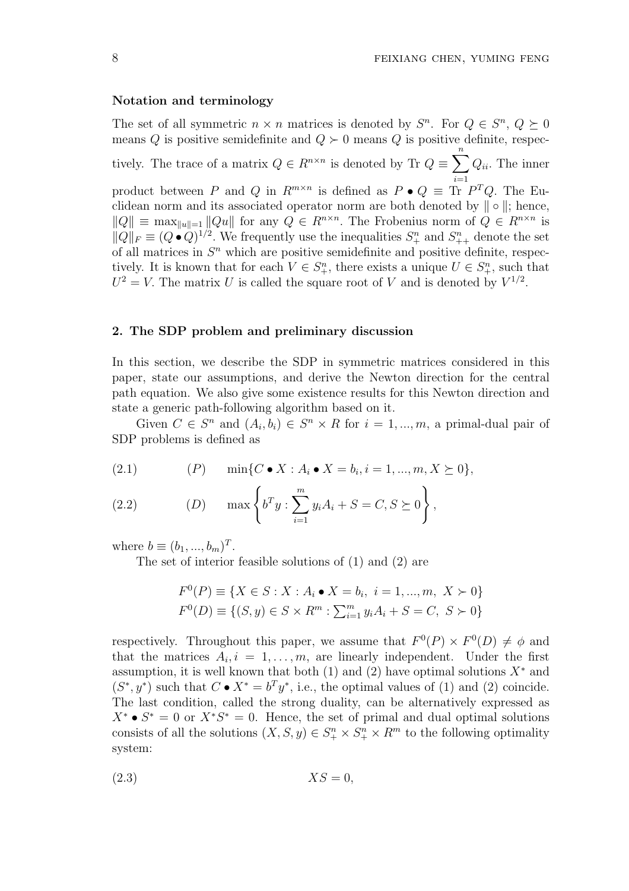**Notation and terminology**

The set of all symmetric $n \times n$ matrices is denoted by $S^n$. For $Q \in S^n$, $Q \succeq 0$ means $Q$ is positive semidefinite and $Q \succ 0$ means $Q$ is positive definite, respectively. The trace of a matrix $Q \in R^{n\times n}$ is denoted by Tr $Q \equiv \sum_{i=1}^{n} Q_{ii}$. The inner product between $P$ and $Q$ in $R^{m\times n}$ is defined as $P \bullet Q \equiv$ Tr $P^T Q$. The Euclidean norm and its associated operator norm are both denoted by $\| \circ \|$; hence, $\|Q\| \equiv \max_{\|u\|=1} \|Qu\|$ for any $Q \in R^{n\times n}$. The Frobenius norm of $Q \in R^{n\times n}$ is $\|Q\|_F \equiv (Q \bullet Q)^{1/2}$. We frequently use the inequalities $S^n_+$ and $S^n_{++}$ denote the set of all matrices in $S^n$ which are positive semidefinite and positive definite, respectively. It is known that for each $V \in S^n_+$, there exists a unique $U \in S^n_+$, such that $U^2 = V$. The matrix $U$ is called the square root of $V$ and is denoted by $V^{1/2}$.

## 2. The SDP problem and preliminary discussion

In this section, we describe the SDP in symmetric matrices considered in this paper, state our assumptions, and derive the Newton direction for the central path equation. We also give some existence results for this Newton direction and state a generic path-following algorithm based on it.

Given $C \in S^n$ and $(A_i, b_i) \in S^n \times R$ for $i = 1, ..., m$, a primal-dual pair of SDP problems is defined as

$$(2.1) \qquad (P) \qquad \min\{C \bullet X : A_i \bullet X = b_i, i = 1, ..., m, X \succeq 0\},$$

$$(2.2) \qquad (D) \qquad \max\left\{b^T y : \sum_{i=1}^{m} y_i A_i + S = C, S \succeq 0\right\},$$

where $b \equiv (b_1, ..., b_m)^T$.

The set of interior feasible solutions of (1) and (2) are

$$F^0(P) \equiv \{X \in S : X : A_i \bullet X = b_i, \ i = 1, ..., m, \ X \succ 0\}$$
$$F^0(D) \equiv \{(S, y) \in S \times R^m : \textstyle\sum_{i=1}^{m} y_i A_i + S = C, \ S \succ 0\}$$

respectively. Throughout this paper, we assume that $F^0(P) \times F^0(D) \neq \phi$ and that the matrices $A_i, i = 1, \ldots, m$, are linearly independent. Under the first assumption, it is well known that both (1) and (2) have optimal solutions $X^*$ and $(S^*, y^*)$ such that $C \bullet X^* = b^T y^*$, i.e., the optimal values of (1) and (2) coincide. The last condition, called the strong duality, can be alternatively expressed as $X^* \bullet S^* = 0$ or $X^* S^* = 0$. Hence, the set of primal and dual optimal solutions consists of all the solutions $(X, S, y) \in S^n_+ \times S^n_+ \times R^m$ to the following optimality system:

$$(2.3) \qquad XS = 0,$$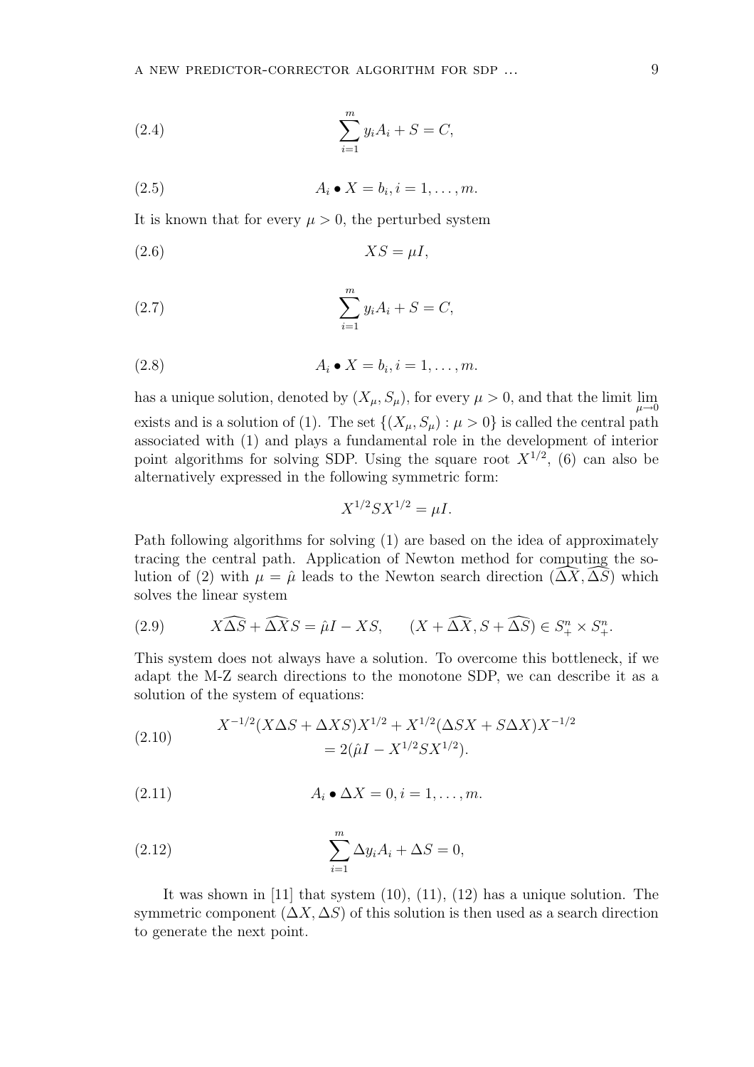$$\sum_{i=1}^{m} y_i A_i + S = C, \tag{2.4}$$

$$A_i \bullet X = b_i, i = 1, \ldots, m. \tag{2.5}$$

It is known that for every $\mu > 0$, the perturbed system

$$XS = \mu I, \tag{2.6}$$

$$\sum_{i=1}^{m} y_i A_i + S = C, \tag{2.7}$$

$$A_i \bullet X = b_i, i = 1, \ldots, m. \tag{2.8}$$

has a unique solution, denoted by $(X_\mu, S_\mu)$, for every $\mu > 0$, and that the limit $\lim\limits_{\mu \to 0}$ exists and is a solution of (1). The set $\{(X_\mu, S_\mu) : \mu > 0\}$ is called the central path associated with (1) and plays a fundamental role in the development of interior point algorithms for solving SDP. Using the square root $X^{1/2}$, (6) can also be alternatively expressed in the following symmetric form:

$$X^{1/2} S X^{1/2} = \mu I.$$

Path following algorithms for solving (1) are based on the idea of approximately tracing the central path. Application of Newton method for computing the solution of (2) with $\mu = \hat{\mu}$ leads to the Newton search direction $(\widehat{\Delta X}, \widehat{\Delta S})$ which solves the linear system

$$X\widehat{\Delta S} + \widehat{\Delta X} S = \hat{\mu} I - XS, \qquad (X + \widehat{\Delta X}, S + \widehat{\Delta S}) \in S_+^n \times S_+^n. \tag{2.9}$$

This system does not always have a solution. To overcome this bottleneck, if we adapt the M-Z search directions to the monotone SDP, we can describe it as a solution of the system of equations:

$$\begin{aligned} X^{-1/2}(X\Delta S + \Delta X S)X^{1/2} + X^{1/2}(\Delta S X + S \Delta X)X^{-1/2} \\ = 2(\hat{\mu} I - X^{1/2} S X^{1/2}). \end{aligned} \tag{2.10}$$

$$A_i \bullet \Delta X = 0, i = 1, \ldots, m. \tag{2.11}$$

$$\sum_{i=1}^{m} \Delta y_i A_i + \Delta S = 0, \tag{2.12}$$

It was shown in [11] that system (10), (11), (12) has a unique solution. The symmetric component $(\Delta X, \Delta S)$ of this solution is then used as a search direction to generate the next point.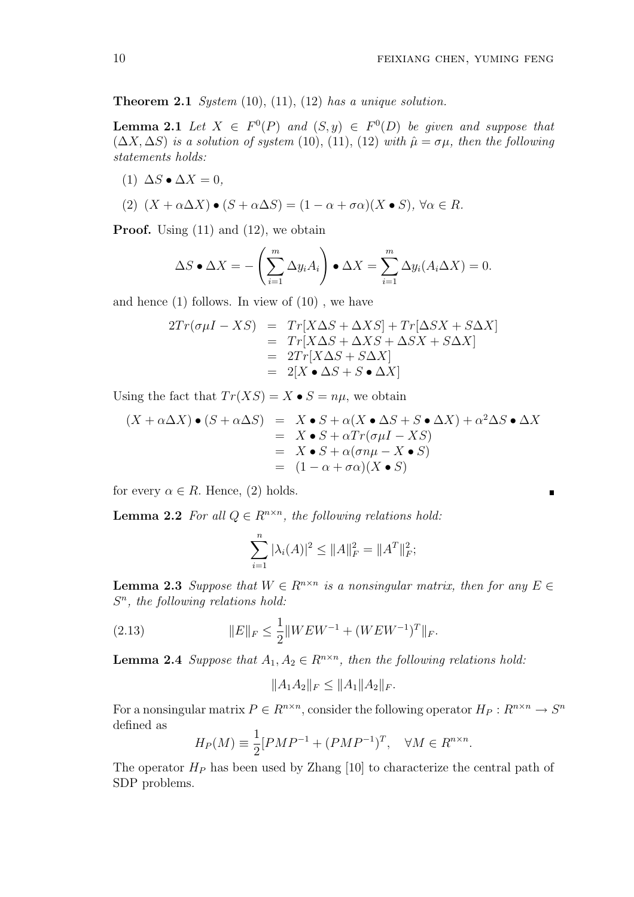**Theorem 2.1** *System* (10), (11), (12) *has a unique solution.*

**Lemma 2.1** *Let $X \in F^0(P)$ and $(S, y) \in F^0(D)$ be given and suppose that $(\Delta X, \Delta S)$ is a solution of system* (10), (11), (12) *with $\hat{\mu} = \sigma\mu$, then the following statements holds:*

(1) $\Delta S \bullet \Delta X = 0$,

(2) $(X + \alpha\Delta X) \bullet (S + \alpha\Delta S) = (1 - \alpha + \sigma\alpha)(X \bullet S)$, $\forall \alpha \in R$.

**Proof.** Using (11) and (12), we obtain

$$\Delta S \bullet \Delta X = -\left(\sum_{i=1}^{m} \Delta y_i A_i\right) \bullet \Delta X = \sum_{i=1}^{m} \Delta y_i (A_i \Delta X) = 0.$$

and hence (1) follows. In view of (10) , we have

$$\begin{aligned}
2Tr(\sigma\mu I - XS) &= Tr[X\Delta S + \Delta XS] + Tr[\Delta SX + S\Delta X] \\
&= Tr[X\Delta S + \Delta XS + \Delta SX + S\Delta X] \\
&= 2Tr[X\Delta S + S\Delta X] \\
&= 2[X \bullet \Delta S + S \bullet \Delta X]
\end{aligned}$$

Using the fact that $Tr(XS) = X \bullet S = n\mu$, we obtain

$$\begin{aligned}
(X + \alpha\Delta X) \bullet (S + \alpha\Delta S) &= X \bullet S + \alpha(X \bullet \Delta S + S \bullet \Delta X) + \alpha^2 \Delta S \bullet \Delta X \\
&= X \bullet S + \alpha Tr(\sigma\mu I - XS) \\
&= X \bullet S + \alpha(\sigma n\mu - X \bullet S) \\
&= (1 - \alpha + \sigma\alpha)(X \bullet S)
\end{aligned}$$

for every $\alpha \in R$. Hence, (2) holds. ∎

**Lemma 2.2** *For all $Q \in R^{n\times n}$, the following relations hold:*

$$\sum_{i=1}^{n} |\lambda_i(A)|^2 \leq \|A\|_F^2 = \|A^T\|_F^2;$$

**Lemma 2.3** *Suppose that $W \in R^{n\times n}$ is a nonsingular matrix, then for any $E \in S^n$, the following relations hold:*

$$\|E\|_F \leq \frac{1}{2}\|WEW^{-1} + (WEW^{-1})^T\|_F. \tag{2.13}$$

**Lemma 2.4** *Suppose that $A_1, A_2 \in R^{n\times n}$, then the following relations hold:*

$$\|A_1 A_2\|_F \leq \|A_1\| \|A_2\|_F.$$

For a nonsingular matrix $P \in R^{n\times n}$, consider the following operator $H_P : R^{n\times n} \to S^n$ defined as

$$H_P(M) \equiv \frac{1}{2}[PMP^{-1} + (PMP^{-1})^T, \quad \forall M \in R^{n\times n}.$$

The operator $H_P$ has been used by Zhang [10] to characterize the central path of SDP problems.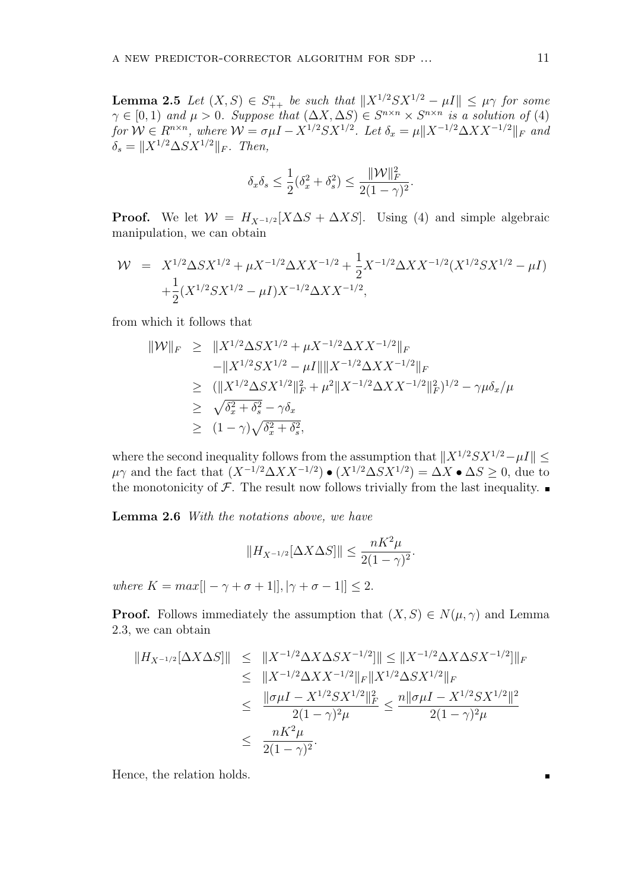**Lemma 2.5** *Let $(X, S) \in S^n_{++}$ be such that $\|X^{1/2}SX^{1/2} - \mu I\| \leq \mu\gamma$ for some $\gamma \in [0, 1)$ and $\mu > 0$. Suppose that $(\Delta X, \Delta S) \in S^{n\times n} \times S^{n\times n}$ is a solution of (4) for $\mathcal{W} \in R^{n\times n}$, where $\mathcal{W} = \sigma\mu I - X^{1/2}SX^{1/2}$. Let $\delta_x = \mu\|X^{-1/2}\Delta XX^{-1/2}\|_F$ and $\delta_s = \|X^{1/2}\Delta SX^{1/2}\|_F$. Then,*

$$\delta_x\delta_s \leq \frac{1}{2}(\delta_x^2 + \delta_s^2) \leq \frac{\|\mathcal{W}\|_F^2}{2(1-\gamma)^2}.$$

**Proof.** We let $\mathcal{W} = H_{X^{-1/2}}[X\Delta S + \Delta XS]$. Using (4) and simple algebraic manipulation, we can obtain

$$\begin{aligned}
\mathcal{W} &= X^{1/2}\Delta SX^{1/2} + \mu X^{-1/2}\Delta XX^{-1/2} + \frac{1}{2}X^{-1/2}\Delta XX^{-1/2}(X^{1/2}SX^{1/2} - \mu I) \\
&\quad + \frac{1}{2}(X^{1/2}SX^{1/2} - \mu I)X^{-1/2}\Delta XX^{-1/2},
\end{aligned}$$

from which it follows that

$$\begin{aligned}
\|\mathcal{W}\|_F &\geq \|X^{1/2}\Delta SX^{1/2} + \mu X^{-1/2}\Delta XX^{-1/2}\|_F \\
&\quad - \|X^{1/2}SX^{1/2} - \mu I\|\|X^{-1/2}\Delta XX^{-1/2}\|_F \\
&\geq (\|X^{1/2}\Delta SX^{1/2}\|_F^2 + \mu^2\|X^{-1/2}\Delta XX^{-1/2}\|_F^2)^{1/2} - \gamma\mu\delta_x/\mu \\
&\geq \sqrt{\delta_x^2 + \delta_s^2} - \gamma\delta_x \\
&\geq (1-\gamma)\sqrt{\delta_x^2 + \delta_s^2},
\end{aligned}$$

where the second inequality follows from the assumption that $\|X^{1/2}SX^{1/2} - \mu I\| \leq \mu\gamma$ and the fact that $(X^{-1/2}\Delta XX^{-1/2}) \bullet (X^{1/2}\Delta SX^{1/2}) = \Delta X \bullet \Delta S \geq 0$, due to the monotonicity of $\mathcal{F}$. The result now follows trivially from the last inequality. ∎

**Lemma 2.6** *With the notations above, we have*

$$\|H_{X^{-1/2}}[\Delta X\Delta S]\| \leq \frac{nK^2\mu}{2(1-\gamma)^2}.$$

*where $K = max[|-\gamma + \sigma + 1|], |\gamma + \sigma - 1|] \leq 2$.*

**Proof.** Follows immediately the assumption that $(X, S) \in N(\mu, \gamma)$ and Lemma 2.3, we can obtain

$$\begin{aligned}
\|H_{X^{-1/2}}[\Delta X\Delta S]\| &\leq \|X^{-1/2}\Delta X\Delta SX^{-1/2}]\| \leq \|X^{-1/2}\Delta X\Delta SX^{-1/2}]\|_F \\
&\leq \|X^{-1/2}\Delta XX^{-1/2}\|_F\|X^{1/2}\Delta SX^{1/2}\|_F \\
&\leq \frac{\|\sigma\mu I - X^{1/2}SX^{1/2}\|_F^2}{2(1-\gamma)^2\mu} \leq \frac{n\|\sigma\mu I - X^{1/2}SX^{1/2}\|^2}{2(1-\gamma)^2\mu} \\
&\leq \frac{nK^2\mu}{2(1-\gamma)^2}.
\end{aligned}$$

Hence, the relation holds. ∎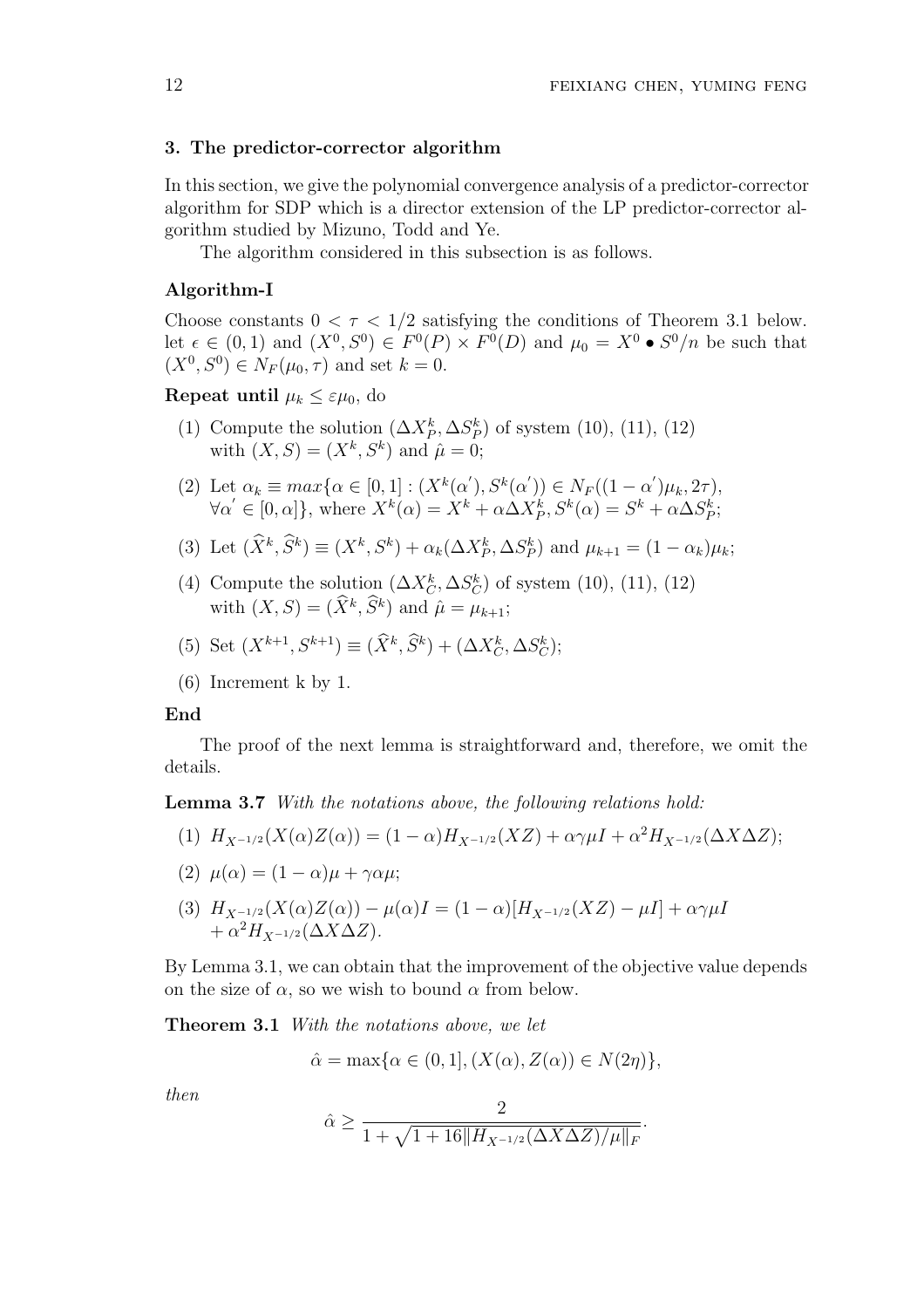### 3. The predictor-corrector algorithm

In this section, we give the polynomial convergence analysis of a predictor-corrector algorithm for SDP which is a director extension of the LP predictor-corrector algorithm studied by Mizuno, Todd and Ye.

The algorithm considered in this subsection is as follows.

**Algorithm-I**

Choose constants $0 < \tau < 1/2$ satisfying the conditions of Theorem 3.1 below. let $\epsilon \in (0, 1)$ and $(X^0, S^0) \in F^0(P) \times F^0(D)$ and $\mu_0 = X^0 \bullet S^0/n$ be such that $(X^0, S^0) \in N_F(\mu_0, \tau)$ and set $k = 0$.

**Repeat until** $\mu_k \leq \varepsilon\mu_0$, do

1. Compute the solution $(\Delta X_P^k, \Delta S_P^k)$ of system (10), (11), (12) with $(X, S) = (X^k, S^k)$ and $\hat{\mu} = 0$;
2. Let $\alpha_k \equiv max\{\alpha \in [0, 1] : (X^k(\alpha^{'}), S^k(\alpha^{'})) \in N_F((1 - \alpha^{'})\mu_k, 2\tau)$, $\forall\alpha^{'} \in [0, \alpha]\}$, where $X^k(\alpha) = X^k + \alpha\Delta X_P^k, S^k(\alpha) = S^k + \alpha\Delta S_P^k$;
3. Let $(\widehat{X}^k, \widehat{S}^k) \equiv (X^k, S^k) + \alpha_k(\Delta X_P^k, \Delta S_P^k)$ and $\mu_{k+1} = (1 - \alpha_k)\mu_k$;
4. Compute the solution $(\Delta X_C^k, \Delta S_C^k)$ of system (10), (11), (12) with $(X, S) = (\widehat{X}^k, \widehat{S}^k)$ and $\hat{\mu} = \mu_{k+1}$;
5. Set $(X^{k+1}, S^{k+1}) \equiv (\widehat{X}^k, \widehat{S}^k) + (\Delta X_C^k, \Delta S_C^k)$;
6. Increment k by 1.

**End**

The proof of the next lemma is straightforward and, therefore, we omit the details.

**Lemma 3.7** *With the notations above, the following relations hold:*

1. $H_{X^{-1/2}}(X(\alpha)Z(\alpha)) = (1 - \alpha)H_{X^{-1/2}}(XZ) + \alpha\gamma\mu I + \alpha^2 H_{X^{-1/2}}(\Delta X\Delta Z)$;
2. $\mu(\alpha) = (1 - \alpha)\mu + \gamma\alpha\mu$;
3. $H_{X^{-1/2}}(X(\alpha)Z(\alpha)) - \mu(\alpha)I = (1 - \alpha)[H_{X^{-1/2}}(XZ) - \mu I] + \alpha\gamma\mu I$ $+ \alpha^2 H_{X^{-1/2}}(\Delta X\Delta Z)$.

By Lemma 3.1, we can obtain that the improvement of the objective value depends on the size of $\alpha$, so we wish to bound $\alpha$ from below.

**Theorem 3.1** *With the notations above, we let*

$$\hat{\alpha} = \max\{\alpha \in (0, 1], (X(\alpha), Z(\alpha)) \in N(2\eta)\},$$

*then*

$$\hat{\alpha} \geq \frac{2}{1 + \sqrt{1 + 16\|H_{X^{-1/2}}(\Delta X\Delta Z)/\mu\|_F}}.$$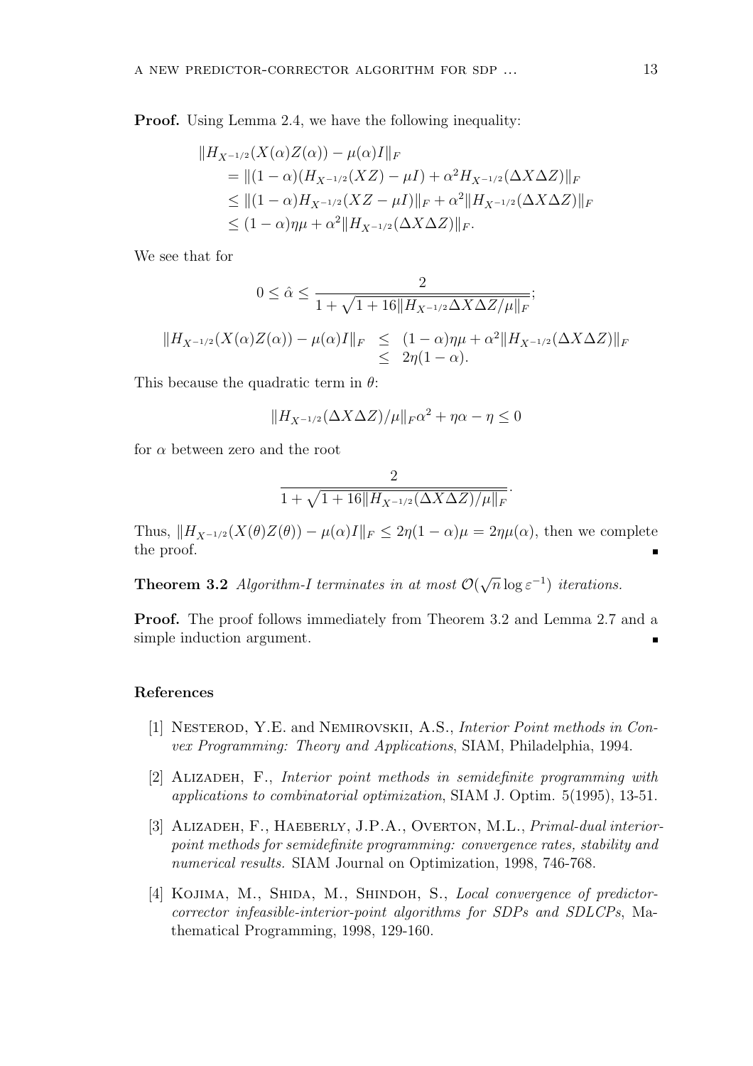**Proof.** Using Lemma 2.4, we have the following inequality:

$$
\begin{aligned}
&\|H_{X^{-1/2}}(X(\alpha)Z(\alpha)) - \mu(\alpha)I\|_F \\
&= \|(1-\alpha)(H_{X^{-1/2}}(XZ) - \mu I) + \alpha^2 H_{X^{-1/2}}(\Delta X \Delta Z)\|_F \\
&\leq \|(1-\alpha)H_{X^{-1/2}}(XZ - \mu I)\|_F + \alpha^2 \|H_{X^{-1/2}}(\Delta X \Delta Z)\|_F \\
&\leq (1-\alpha)\eta\mu + \alpha^2 \|H_{X^{-1/2}}(\Delta X \Delta Z)\|_F.
\end{aligned}
$$

We see that for

$$
0 \leq \hat{\alpha} \leq \frac{2}{1 + \sqrt{1 + 16\|H_{X^{-1/2}} \Delta X \Delta Z / \mu\|_F}};
$$

$$
\begin{aligned}
\|H_{X^{-1/2}}(X(\alpha)Z(\alpha)) - \mu(\alpha)I\|_F &\leq (1-\alpha)\eta\mu + \alpha^2 \|H_{X^{-1/2}}(\Delta X \Delta Z)\|_F \\
&\leq 2\eta(1-\alpha).
\end{aligned}
$$

This because the quadratic term in $\theta$:

$$
\|H_{X^{-1/2}}(\Delta X \Delta Z)/\mu\|_F \alpha^2 + \eta\alpha - \eta \leq 0
$$

for $\alpha$ between zero and the root

$$
\frac{2}{1 + \sqrt{1 + 16\|H_{X^{-1/2}}(\Delta X \Delta Z)/\mu\|_F}}.
$$

Thus, $\|H_{X^{-1/2}}(X(\theta)Z(\theta)) - \mu(\alpha)I\|_F \leq 2\eta(1-\alpha)\mu = 2\eta\mu(\alpha)$, then we complete the proof. ∎

**Theorem 3.2** *Algorithm-I terminates in at most $\mathcal{O}(\sqrt{n}\log\varepsilon^{-1})$ iterations.*

**Proof.** The proof follows immediately from Theorem 3.2 and Lemma 2.7 and a simple induction argument. ∎

## References

[1] Nesterod, Y.E. and Nemirovskii, A.S., *Interior Point methods in Convex Programming: Theory and Applications*, SIAM, Philadelphia, 1994.

[2] Alizadeh, F., *Interior point methods in semidefinite programming with applications to combinatorial optimization*, SIAM J. Optim. 5(1995), 13-51.

[3] Alizadeh, F., Haeberly, J.P.A., Overton, M.L., *Primal-dual interior-point methods for semidefinite programming: convergence rates, stability and numerical results.* SIAM Journal on Optimization, 1998, 746-768.

[4] Kojima, M., Shida, M., Shindoh, S., *Local convergence of predictor-corrector infeasible-interior-point algorithms for SDPs and SDLCPs*, Mathematical Programming, 1998, 129-160.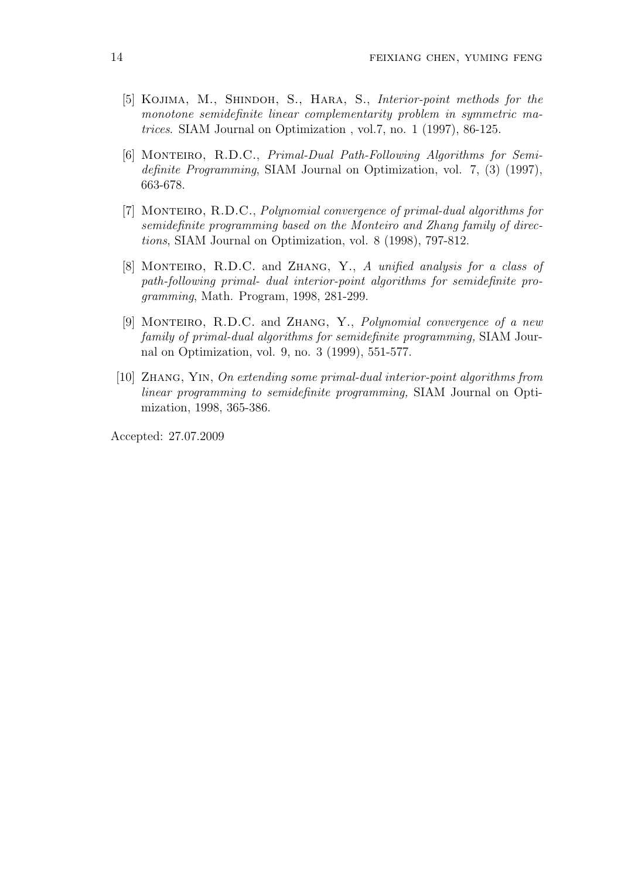[5] Kojima, M., Shindoh, S., Hara, S., *Interior-point methods for the monotone semidefinite linear complementarity problem in symmetric matrices*. SIAM Journal on Optimization , vol.7, no. 1 (1997), 86-125.

[6] Monteiro, R.D.C., *Primal-Dual Path-Following Algorithms for Semidefinite Programming*, SIAM Journal on Optimization, vol. 7, (3) (1997), 663-678.

[7] Monteiro, R.D.C., *Polynomial convergence of primal-dual algorithms for semidefinite programming based on the Monteiro and Zhang family of directions*, SIAM Journal on Optimization, vol. 8 (1998), 797-812.

[8] Monteiro, R.D.C. and Zhang, Y., *A unified analysis for a class of path-following primal- dual interior-point algorithms for semidefinite programming*, Math. Program, 1998, 281-299.

[9] Monteiro, R.D.C. and Zhang, Y., *Polynomial convergence of a new family of primal-dual algorithms for semidefinite programming,* SIAM Journal on Optimization, vol. 9, no. 3 (1999), 551-577.

[10] Zhang, Yin, *On extending some primal-dual interior-point algorithms from linear programming to semidefinite programming,* SIAM Journal on Optimization, 1998, 365-386.

Accepted: 27.07.2009